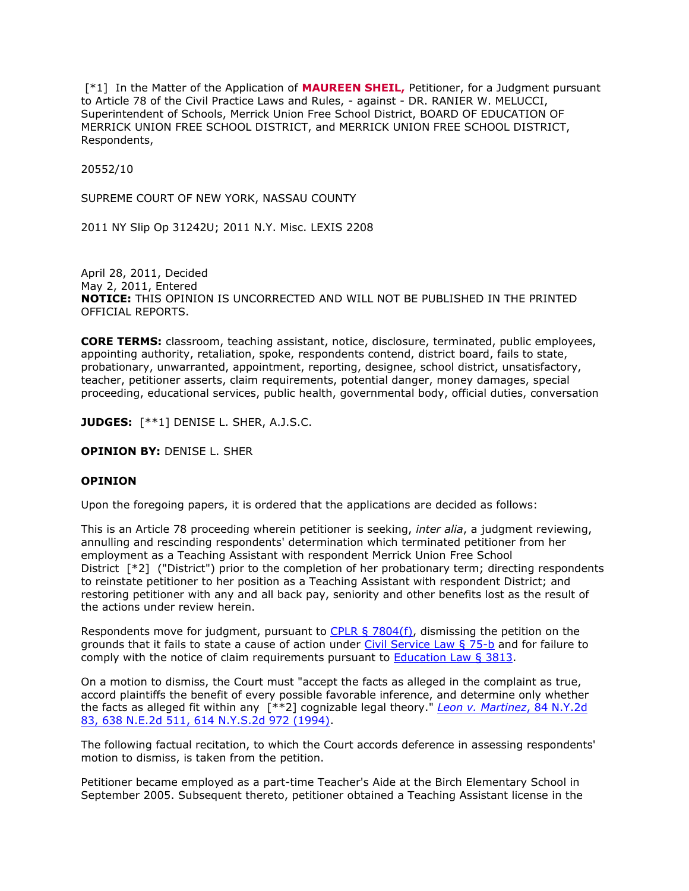[*1] In the Matter of the Application of **MAUREEN SHEIL,** Petitioner, for a Judgment pursuant to Article 78 of the Civil Practice Laws and Rules, - against - DR. RANIER W. MELUCCI, Superintendent of Schools, Merrick Union Free School District, BOARD OF EDUCATION OF MERRICK UNION FREE SCHOOL DISTRICT, and MERRICK UNION FREE SCHOOL DISTRICT, Respondents,

20552/10

SUPREME COURT OF NEW YORK, NASSAU COUNTY

2011 NY Slip Op 31242U; 2011 N.Y. Misc. LEXIS 2208

April 28, 2011, Decided
May 2, 2011, Entered
**NOTICE:** THIS OPINION IS UNCORRECTED AND WILL NOT BE PUBLISHED IN THE PRINTED OFFICIAL REPORTS.

**CORE TERMS:** classroom, teaching assistant, notice, disclosure, terminated, public employees, appointing authority, retaliation, spoke, respondents contend, district board, fails to state, probationary, unwarranted, appointment, reporting, designee, school district, unsatisfactory, teacher, petitioner asserts, claim requirements, potential danger, money damages, special proceeding, educational services, public health, governmental body, official duties, conversation

**JUDGES:** [**1] DENISE L. SHER, A.J.S.C.

**OPINION BY:** DENISE L. SHER

**OPINION**

Upon the foregoing papers, it is ordered that the applications are decided as follows:

This is an Article 78 proceeding wherein petitioner is seeking, *inter alia*, a judgment reviewing, annulling and rescinding respondents' determination which terminated petitioner from her employment as a Teaching Assistant with respondent Merrick Union Free School District [*2] ("District") prior to the completion of her probationary term; directing respondents to reinstate petitioner to her position as a Teaching Assistant with respondent District; and restoring petitioner with any and all back pay, seniority and other benefits lost as the result of the actions under review herein.

Respondents move for judgment, pursuant to CPLR § 7804(f), dismissing the petition on the grounds that it fails to state a cause of action under Civil Service Law § 75-b and for failure to comply with the notice of claim requirements pursuant to Education Law § 3813.

On a motion to dismiss, the Court must "accept the facts as alleged in the complaint as true, accord plaintiffs the benefit of every possible favorable inference, and determine only whether the facts as alleged fit within any [**2] cognizable legal theory." *Leon v. Martinez*, 84 N.Y.2d 83, 638 N.E.2d 511, 614 N.Y.S.2d 972 (1994).

The following factual recitation, to which the Court accords deference in assessing respondents' motion to dismiss, is taken from the petition.

Petitioner became employed as a part-time Teacher's Aide at the Birch Elementary School in September 2005. Subsequent thereto, petitioner obtained a Teaching Assistant license in the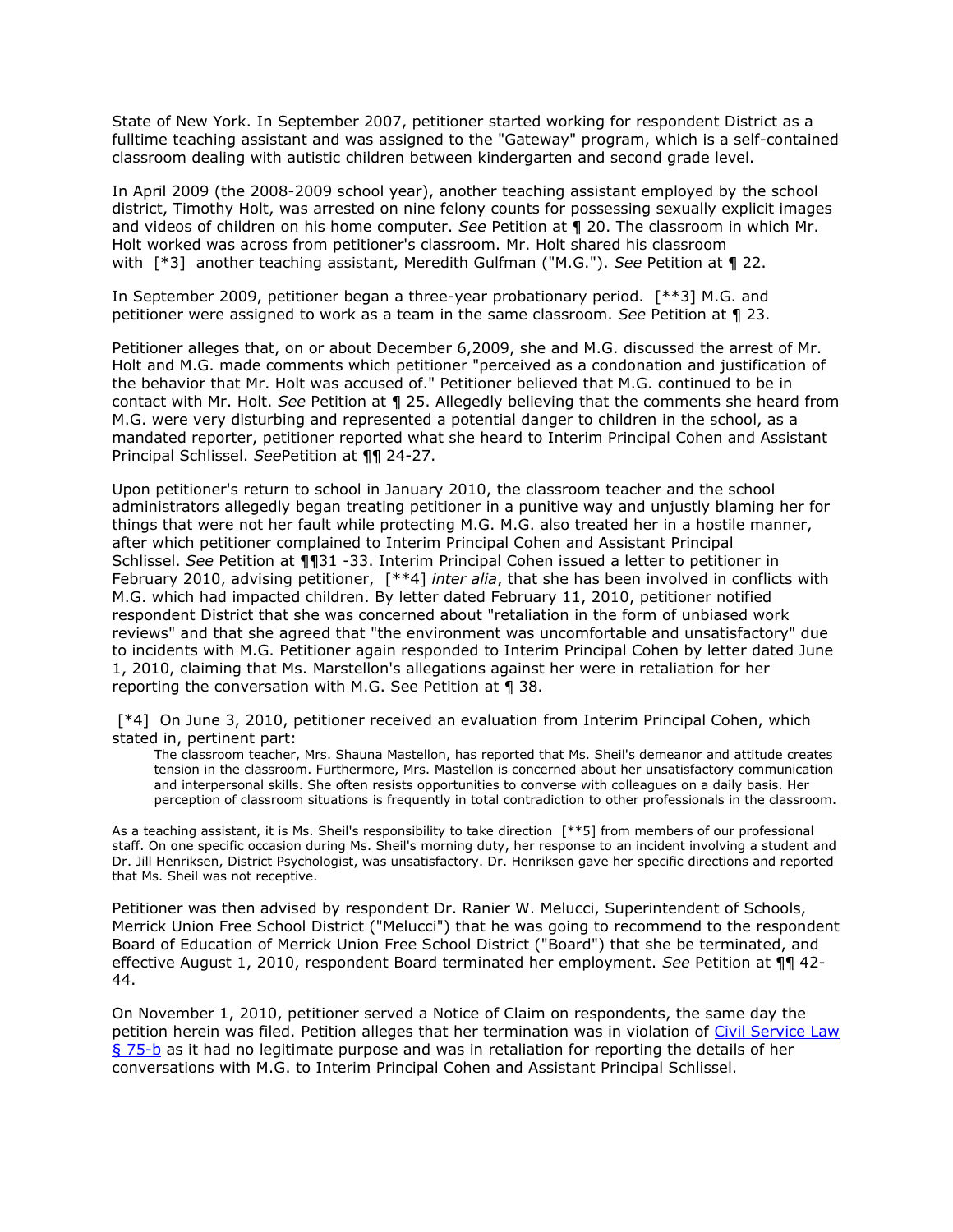State of New York. In September 2007, petitioner started working for respondent District as a fulltime teaching assistant and was assigned to the "Gateway" program, which is a self-contained classroom dealing with autistic children between kindergarten and second grade level.

In April 2009 (the 2008-2009 school year), another teaching assistant employed by the school district, Timothy Holt, was arrested on nine felony counts for possessing sexually explicit images and videos of children on his home computer. *See* Petition at ¶ 20. The classroom in which Mr. Holt worked was across from petitioner's classroom. Mr. Holt shared his classroom with [*3] another teaching assistant, Meredith Gulfman ("M.G."). *See* Petition at ¶ 22.

In September 2009, petitioner began a three-year probationary period. [**3] M.G. and petitioner were assigned to work as a team in the same classroom. *See* Petition at ¶ 23.

Petitioner alleges that, on or about December 6,2009, she and M.G. discussed the arrest of Mr. Holt and M.G. made comments which petitioner "perceived as a condonation and justification of the behavior that Mr. Holt was accused of." Petitioner believed that M.G. continued to be in contact with Mr. Holt. *See* Petition at ¶ 25. Allegedly believing that the comments she heard from M.G. were very disturbing and represented a potential danger to children in the school, as a mandated reporter, petitioner reported what she heard to Interim Principal Cohen and Assistant Principal Schlissel. *See*Petition at ¶¶ 24-27.

Upon petitioner's return to school in January 2010, the classroom teacher and the school administrators allegedly began treating petitioner in a punitive way and unjustly blaming her for things that were not her fault while protecting M.G. M.G. also treated her in a hostile manner, after which petitioner complained to Interim Principal Cohen and Assistant Principal Schlissel. *See* Petition at ¶¶31 -33. Interim Principal Cohen issued a letter to petitioner in February 2010, advising petitioner, [**4] *inter alia*, that she has been involved in conflicts with M.G. which had impacted children. By letter dated February 11, 2010, petitioner notified respondent District that she was concerned about "retaliation in the form of unbiased work reviews" and that she agreed that "the environment was uncomfortable and unsatisfactory" due to incidents with M.G. Petitioner again responded to Interim Principal Cohen by letter dated June 1, 2010, claiming that Ms. Marstellon's allegations against her were in retaliation for her reporting the conversation with M.G. See Petition at ¶ 38.

[*4] On June 3, 2010, petitioner received an evaluation from Interim Principal Cohen, which stated in, pertinent part:

> The classroom teacher, Mrs. Shauna Mastellon, has reported that Ms. Sheil's demeanor and attitude creates tension in the classroom. Furthermore, Mrs. Mastellon is concerned about her unsatisfactory communication and interpersonal skills. She often resists opportunities to converse with colleagues on a daily basis. Her perception of classroom situations is frequently in total contradiction to other professionals in the classroom.

As a teaching assistant, it is Ms. Sheil's responsibility to take direction [**5] from members of our professional staff. On one specific occasion during Ms. Sheil's morning duty, her response to an incident involving a student and Dr. Jill Henriksen, District Psychologist, was unsatisfactory. Dr. Henriksen gave her specific directions and reported that Ms. Sheil was not receptive.

Petitioner was then advised by respondent Dr. Ranier W. Melucci, Superintendent of Schools, Merrick Union Free School District ("Melucci") that he was going to recommend to the respondent Board of Education of Merrick Union Free School District ("Board") that she be terminated, and effective August 1, 2010, respondent Board terminated her employment. *See* Petition at ¶¶ 42-44.

On November 1, 2010, petitioner served a Notice of Claim on respondents, the same day the petition herein was filed. Petition alleges that her termination was in violation of Civil Service Law § 75-b as it had no legitimate purpose and was in retaliation for reporting the details of her conversations with M.G. to Interim Principal Cohen and Assistant Principal Schlissel.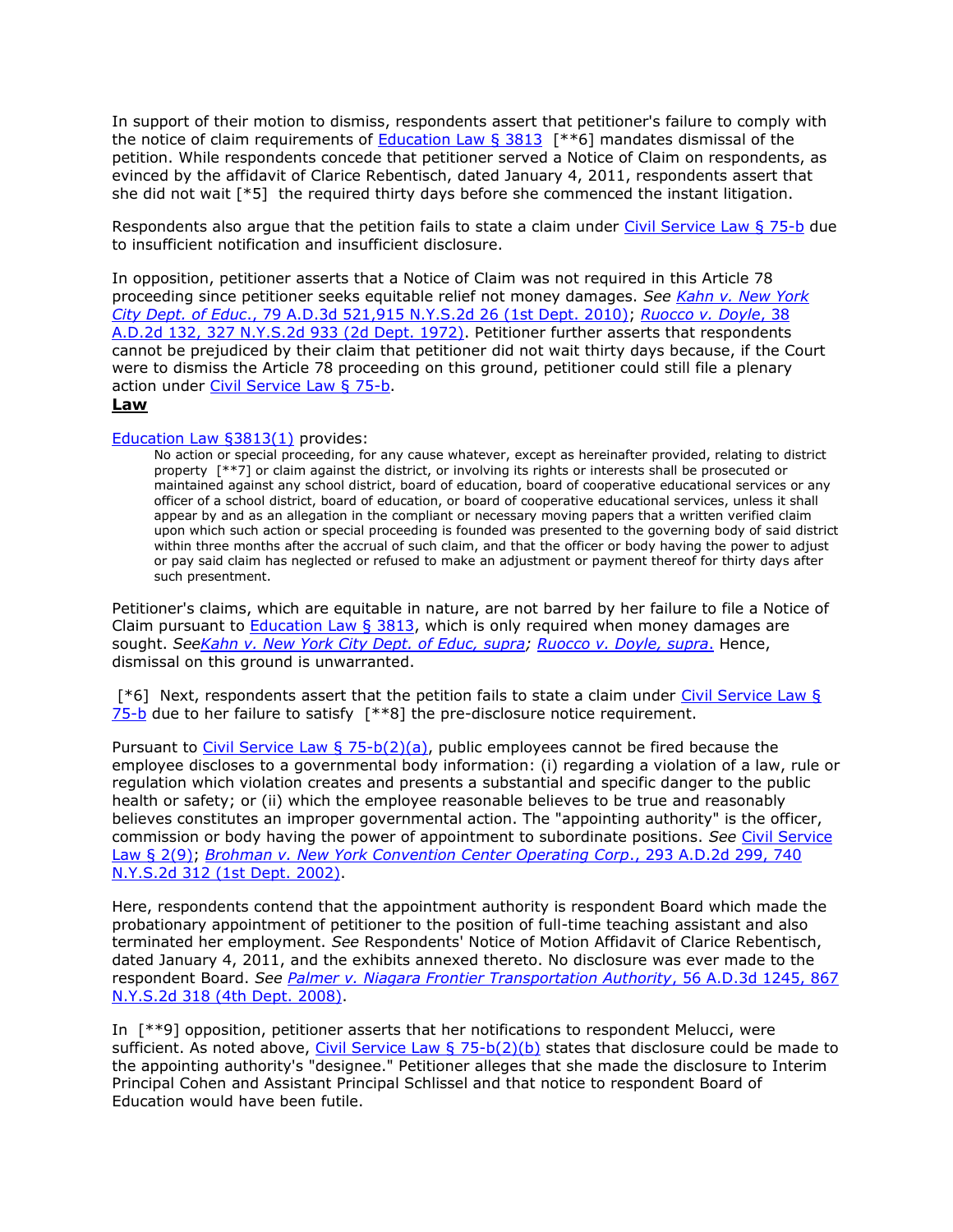In support of their motion to dismiss, respondents assert that petitioner's failure to comply with the notice of claim requirements of Education Law § 3813 [**6] mandates dismissal of the petition. While respondents concede that petitioner served a Notice of Claim on respondents, as evinced by the affidavit of Clarice Rebentisch, dated January 4, 2011, respondents assert that she did not wait [*5] the required thirty days before she commenced the instant litigation.

Respondents also argue that the petition fails to state a claim under Civil Service Law § 75-b due to insufficient notification and insufficient disclosure.

In opposition, petitioner asserts that a Notice of Claim was not required in this Article 78 proceeding since petitioner seeks equitable relief not money damages. *See* *Kahn v. New York City Dept. of Educ.*, 79 A.D.3d 521,915 N.Y.S.2d 26 (1st Dept. 2010); *Ruocco v. Doyle*, 38 A.D.2d 132, 327 N.Y.S.2d 933 (2d Dept. 1972). Petitioner further asserts that respondents cannot be prejudiced by their claim that petitioner did not wait thirty days because, if the Court were to dismiss the Article 78 proceeding on this ground, petitioner could still file a plenary action under Civil Service Law § 75-b.

**Law**

Education Law §3813(1) provides:

> No action or special proceeding, for any cause whatever, except as hereinafter provided, relating to district property [**7] or claim against the district, or involving its rights or interests shall be prosecuted or maintained against any school district, board of education, board of cooperative educational services or any officer of a school district, board of education, or board of cooperative educational services, unless it shall appear by and as an allegation in the compliant or necessary moving papers that a written verified claim upon which such action or special proceeding is founded was presented to the governing body of said district within three months after the accrual of such claim, and that the officer or body having the power to adjust or pay said claim has neglected or refused to make an adjustment or payment thereof for thirty days after such presentment.

Petitioner's claims, which are equitable in nature, are not barred by her failure to file a Notice of Claim pursuant to Education Law § 3813, which is only required when money damages are sought. *SeeKahn v. New York City Dept. of Educ, supra; Ruocco v. Doyle, supra.* Hence, dismissal on this ground is unwarranted.

[*6] Next, respondents assert that the petition fails to state a claim under Civil Service Law § 75-b due to her failure to satisfy [**8] the pre-disclosure notice requirement.

Pursuant to Civil Service Law § 75-b(2)(a), public employees cannot be fired because the employee discloses to a governmental body information: (i) regarding a violation of a law, rule or regulation which violation creates and presents a substantial and specific danger to the public health or safety; or (ii) which the employee reasonable believes to be true and reasonably believes constitutes an improper governmental action. The "appointing authority" is the officer, commission or body having the power of appointment to subordinate positions. *See* Civil Service Law § 2(9); *Brohman v. New York Convention Center Operating Corp.*, 293 A.D.2d 299, 740 N.Y.S.2d 312 (1st Dept. 2002).

Here, respondents contend that the appointment authority is respondent Board which made the probationary appointment of petitioner to the position of full-time teaching assistant and also terminated her employment. *See* Respondents' Notice of Motion Affidavit of Clarice Rebentisch, dated January 4, 2011, and the exhibits annexed thereto. No disclosure was ever made to the respondent Board. *See* *Palmer v. Niagara Frontier Transportation Authority*, 56 A.D.3d 1245, 867 N.Y.S.2d 318 (4th Dept. 2008).

In [**9] opposition, petitioner asserts that her notifications to respondent Melucci, were sufficient. As noted above, Civil Service Law § 75-b(2)(b) states that disclosure could be made to the appointing authority's "designee." Petitioner alleges that she made the disclosure to Interim Principal Cohen and Assistant Principal Schlissel and that notice to respondent Board of Education would have been futile.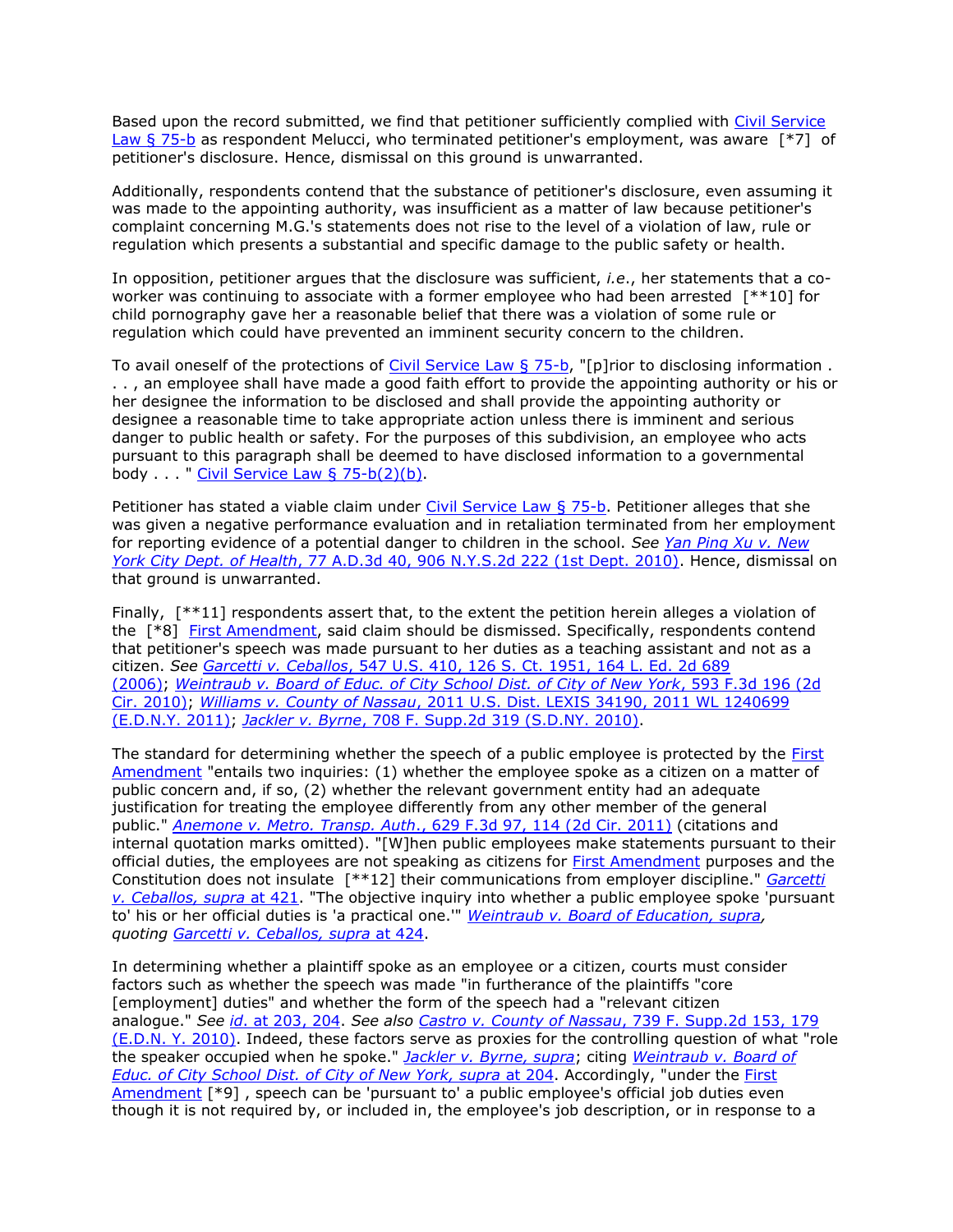Based upon the record submitted, we find that petitioner sufficiently complied with Civil Service Law § 75-b as respondent Melucci, who terminated petitioner's employment, was aware [*7] of petitioner's disclosure. Hence, dismissal on this ground is unwarranted.

Additionally, respondents contend that the substance of petitioner's disclosure, even assuming it was made to the appointing authority, was insufficient as a matter of law because petitioner's complaint concerning M.G.'s statements does not rise to the level of a violation of law, rule or regulation which presents a substantial and specific damage to the public safety or health.

In opposition, petitioner argues that the disclosure was sufficient, *i.e.*, her statements that a co-worker was continuing to associate with a former employee who had been arrested [**10] for child pornography gave her a reasonable belief that there was a violation of some rule or regulation which could have prevented an imminent security concern to the children.

To avail oneself of the protections of Civil Service Law § 75-b, "[p]rior to disclosing information . . . , an employee shall have made a good faith effort to provide the appointing authority or his or her designee the information to be disclosed and shall provide the appointing authority or designee a reasonable time to take appropriate action unless there is imminent and serious danger to public health or safety. For the purposes of this subdivision, an employee who acts pursuant to this paragraph shall be deemed to have disclosed information to a governmental body . . . " Civil Service Law § 75-b(2)(b).

Petitioner has stated a viable claim under Civil Service Law § 75-b. Petitioner alleges that she was given a negative performance evaluation and in retaliation terminated from her employment for reporting evidence of a potential danger to children in the school. *See Yan Ping Xu v. New York City Dept. of Health*, 77 A.D.3d 40, 906 N.Y.S.2d 222 (1st Dept. 2010). Hence, dismissal on that ground is unwarranted.

Finally, [**11] respondents assert that, to the extent the petition herein alleges a violation of the [*8] First Amendment, said claim should be dismissed. Specifically, respondents contend that petitioner's speech was made pursuant to her duties as a teaching assistant and not as a citizen. *See Garcetti v. Ceballos*, 547 U.S. 410, 126 S. Ct. 1951, 164 L. Ed. 2d 689 (2006); *Weintraub v. Board of Educ. of City School Dist. of City of New York*, 593 F.3d 196 (2d Cir. 2010); *Williams v. County of Nassau*, 2011 U.S. Dist. LEXIS 34190, 2011 WL 1240699 (E.D.N.Y. 2011); *Jackler v. Byrne*, 708 F. Supp.2d 319 (S.D.NY. 2010).

The standard for determining whether the speech of a public employee is protected by the First Amendment "entails two inquiries: (1) whether the employee spoke as a citizen on a matter of public concern and, if so, (2) whether the relevant government entity had an adequate justification for treating the employee differently from any other member of the general public." *Anemone v. Metro. Transp. Auth.*, 629 F.3d 97, 114 (2d Cir. 2011) (citations and internal quotation marks omitted). "[W]hen public employees make statements pursuant to their official duties, the employees are not speaking as citizens for First Amendment purposes and the Constitution does not insulate [**12] their communications from employer discipline." *Garcetti v. Ceballos, supra* at 421. "The objective inquiry into whether a public employee spoke 'pursuant to' his or her official duties is 'a practical one.'" *Weintraub v. Board of Education, supra*, quoting *Garcetti v. Ceballos, supra* at 424.

In determining whether a plaintiff spoke as an employee or a citizen, courts must consider factors such as whether the speech was made "in furtherance of the plaintiffs "core [employment] duties" and whether the form of the speech had a "relevant citizen analogue." *See id.* at 203, 204. *See also Castro v. County of Nassau*, 739 F. Supp.2d 153, 179 (E.D.N. Y. 2010). Indeed, these factors serve as proxies for the controlling question of what "role the speaker occupied when he spoke." *Jackler v. Byrne, supra*; citing *Weintraub v. Board of Educ. of City School Dist. of City of New York, supra* at 204. Accordingly, "under the First Amendment [*9] , speech can be 'pursuant to' a public employee's official job duties even though it is not required by, or included in, the employee's job description, or in response to a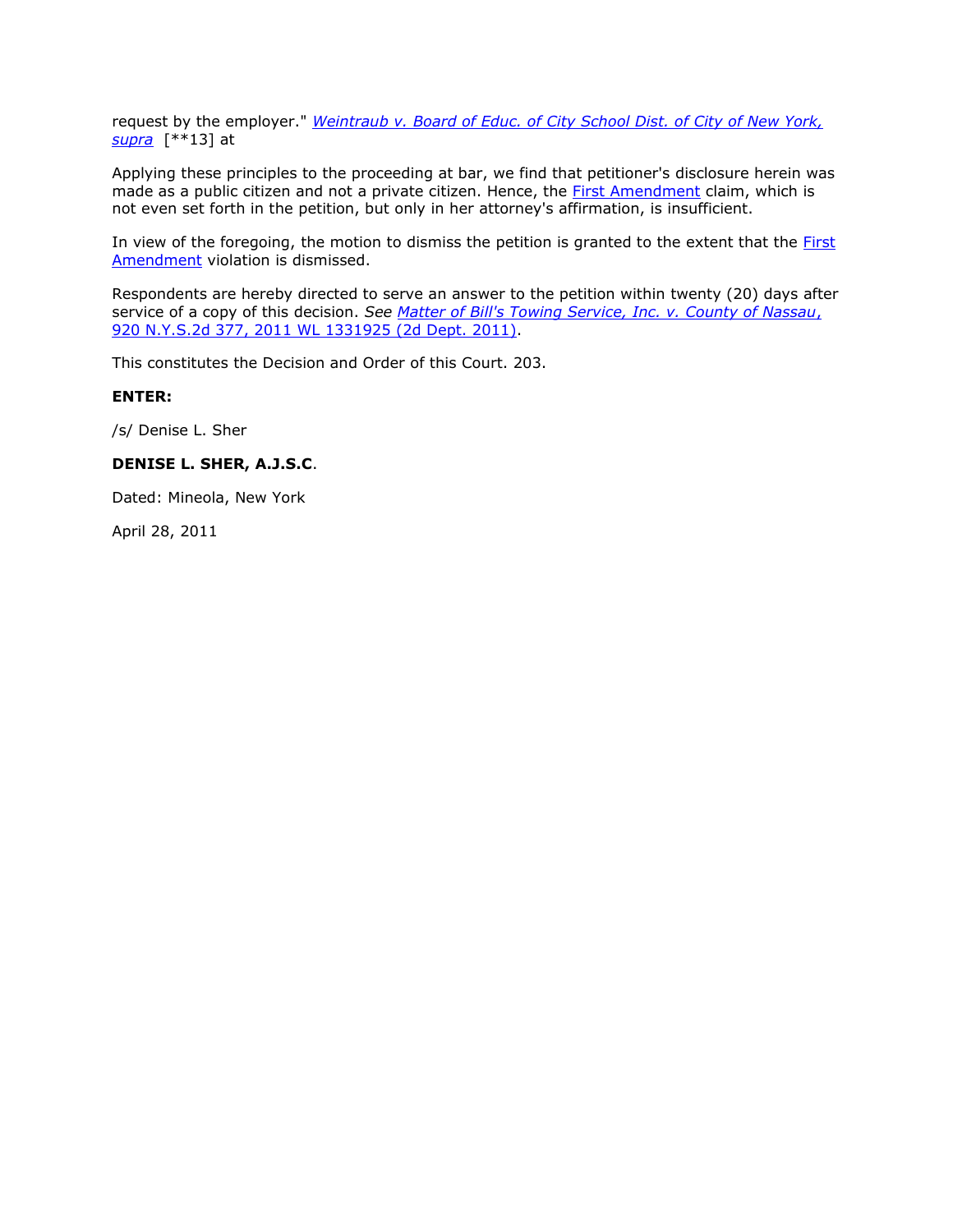request by the employer." *Weintraub v. Board of Educ. of City School Dist. of City of New York, supra* [**13] at

Applying these principles to the proceeding at bar, we find that petitioner's disclosure herein was made as a public citizen and not a private citizen. Hence, the First Amendment claim, which is not even set forth in the petition, but only in her attorney's affirmation, is insufficient.

In view of the foregoing, the motion to dismiss the petition is granted to the extent that the First Amendment violation is dismissed.

Respondents are hereby directed to serve an answer to the petition within twenty (20) days after service of a copy of this decision. *See* *Matter of Bill's Towing Service, Inc. v. County of Nassau,* 920 N.Y.S.2d 377, 2011 WL 1331925 (2d Dept. 2011).

This constitutes the Decision and Order of this Court. 203.

**ENTER:**

/s/ Denise L. Sher

**DENISE L. SHER, A.J.S.C**.

Dated: Mineola, New York

April 28, 2011